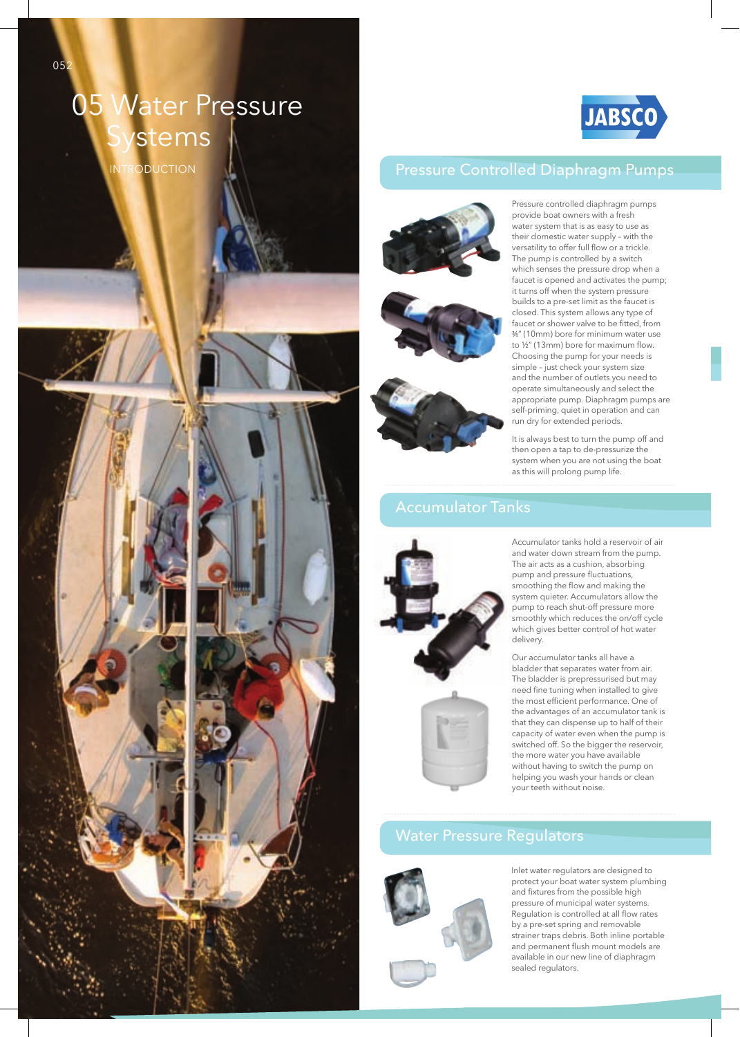# 05 Water Pressure Systems

INTRODUCTION

JABSCO

## Pressure Controlled Diaphragm Pumps

Pressure controlled diaphragm pumps provide boat owners with a fresh water system that is as easy to use as their domestic water supply – with the versatility to offer full flow or a trickle. The pump is controlled by a switch which senses the pressure drop when a faucet is opened and activates the pump; it turns off when the system pressure builds to a pre-set limit as the faucet is closed. This system allows any type of faucet or shower valve to be fitted, from ⅜" (10mm) bore for minimum water use to ½" (13mm) bore for maximum flow. Choosing the pump for your needs is simple – just check your system size and the number of outlets you need to operate simultaneously and select the appropriate pump. Diaphragm pumps are self-priming, quiet in operation and can run dry for extended periods.

It is always best to turn the pump off and then open a tap to de-pressurize the system when you are not using the boat as this will prolong pump life.

## Accumulator Tanks

Accumulator tanks hold a reservoir of air and water down stream from the pump. The air acts as a cushion, absorbing pump and pressure fluctuations, smoothing the flow and making the system quieter. Accumulators allow the pump to reach shut-off pressure more smoothly which reduces the on/off cycle which gives better control of hot water delivery.

Our accumulator tanks all have a bladder that separates water from air. The bladder is prepressurised but may need fine tuning when installed to give the most efficient performance. One of the advantages of an accumulator tank is that they can dispense up to half of their capacity of water even when the pump is switched off. So the bigger the reservoir, the more water you have available without having to switch the pump on helping you wash your hands or clean your teeth without noise.

## Water Pressure Regulators

Inlet water regulators are designed to protect your boat water system plumbing and fixtures from the possible high pressure of municipal water systems. Regulation is controlled at all flow rates by a pre-set spring and removable strainer traps debris. Both inline portable and permanent flush mount models are available in our new line of diaphragm sealed regulators.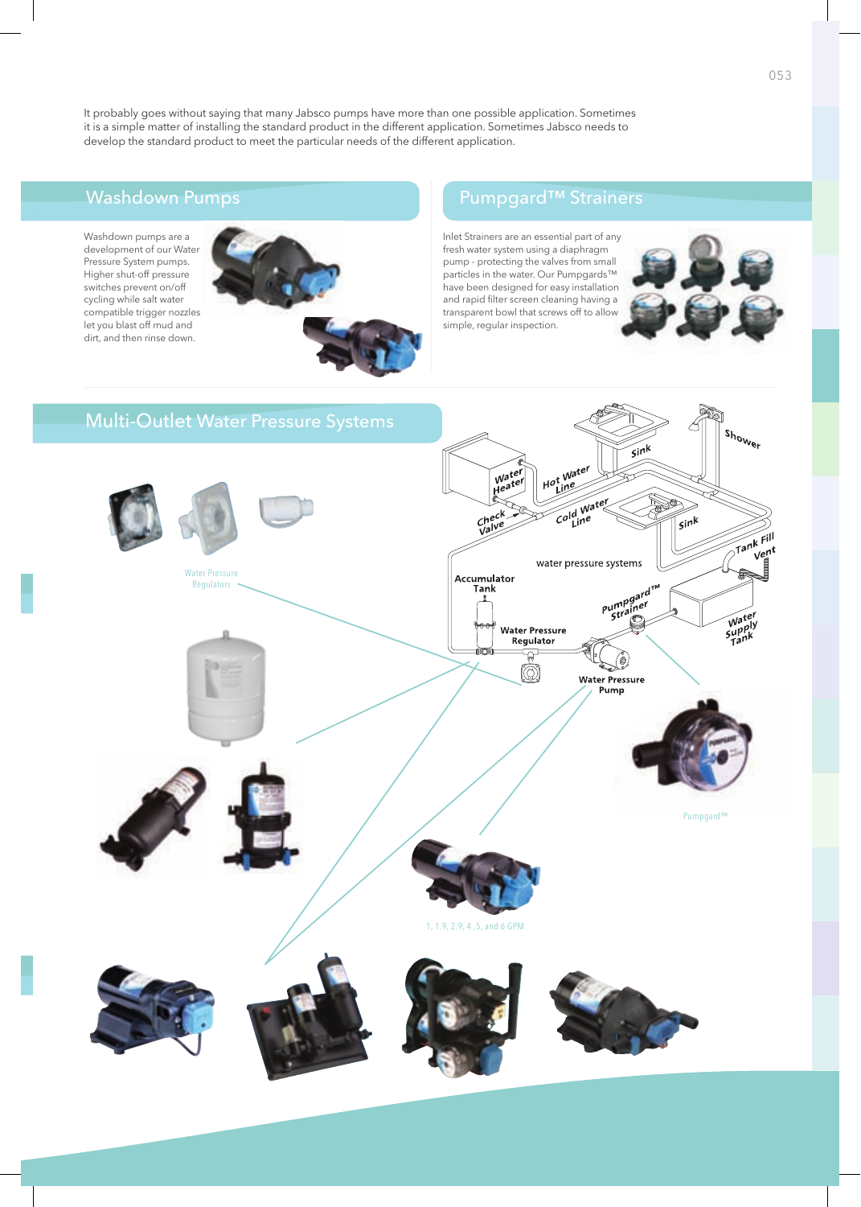It probably goes without saying that many Jabsco pumps have more than one possible application. Sometimes it is a simple matter of installing the standard product in the different application. Sometimes Jabsco needs to develop the standard product to meet the particular needs of the different application.

## Washdown Pumps

Washdown pumps are a development of our Water Pressure System pumps. Higher shut-off pressure switches prevent on/off cycling while salt water compatible trigger nozzles let you blast off mud and dirt, and then rinse down.

## Pumpgard™ Strainers

Inlet Strainers are an essential part of any fresh water system using a diaphragm pump - protecting the valves from small particles in the water. Our Pumpgards™ have been designed for easy installation and rapid filter screen cleaning having a transparent bowl that screws off to allow simple, regular inspection.

## Multi-Outlet Water Pressure Systems

Water Pressure Regulators

water pressure systems

Shower, Sink, Water Heater, Hot Water Line, Check Valve, Cold Water Line, Sink, Tank Fill, Vent, Accumulator Tank, Pumpgard™ Strainer, Water Pressure Regulator, Water Supply Tank, Water Pressure Pump

Pumpgard™

1, 1.9, 2.9, 4 ,5, and 6 GPM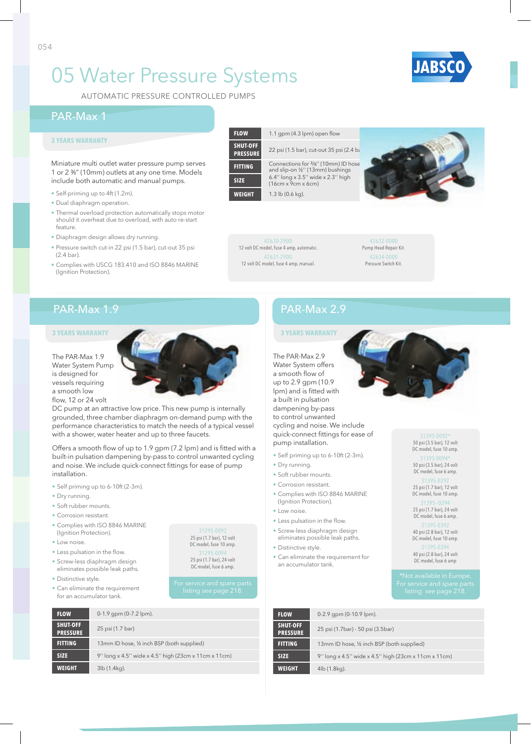# 05 Water Pressure Systems

AUTOMATIC PRESSURE CONTROLLED PUMPS

## PAR-Max 1

**3 YEARS WARRANTY**

Miniature multi outlet water pressure pump serves 1 or 2 ⅜" (10mm) outlets at any one time. Models include both automatic and manual pumps.

- Self-priming up to 4ft (1.2m).
- Dual diaphragm operation.
- Thermal overload protection automatically stops motor should it overheat due to overload, with auto re-start feature.
- Diaphragm design allows dry running.
- Pressure switch cut-in 22 psi (1.5 bar), cut-out 35 psi (2.4 bar).
- Complies with USCG 183.410 and ISO 8846 MARINE (Ignition Protection).

| | |
|---|---|
| **FLOW** | 1.1 gpm (4.3 lpm) open flow |
| **SHUT-OFF PRESSURE** | 22 psi (1.5 bar), cut-out 35 psi (2.4 ba |
| **FITTING** | Connections for ⅜" (10mm) ID hose and slip-on ½" (13mm) bushings |
| **SIZE** | 6.4" long x 3.5" wide x 2.3" high (16cm x 9cm x 6cm) |
| **WEIGHT** | 1.3 lb (0.6 kg). |

42630-2900
12 volt DC model, fuse 4 amp, automatic.

42631-2900
12 volt DC model, fuse 4 amp, manual.

42632-0000
Pump Head Repair Kit.

42634-0000
Pressure Switch Kit.

## PAR-Max 1.9

**3 YEARS WARRANTY**

The PAR-Max 1.9 Water System Pump is designed for vessels requiring a smooth low flow, 12 or 24 volt DC pump at an attractive low price. This new pump is internally grounded, three chamber diaphragm on-demand pump with the performance characteristics to match the needs of a typical vessel with a shower, water heater and up to three faucets.

Offers a smooth flow of up to 1.9 gpm (7.2 lpm) and is fitted with a built-in pulsation dampening by-pass to control unwanted cycling and noise. We include quick-connect fittings for ease of pump installation.

- Self priming up to 6-10ft (2-3m).
- Dry running.
- Soft rubber mounts.
- Corrosion resistant.
- Complies with ISO 8846 MARINE (Ignition Protection).
- Low noise.
- Less pulsation in the flow.
- Screw-less diaphragm design eliminates possible leak paths.
- Distinctive style.
- Can eliminate the requirement for an accumulator tank.

31295-0092
25 psi (1.7 bar), 12 volt DC model, fuse 10 amp.

31295-0094
25 psi (1.7 bar), 24 volt DC model, fuse 6 amp.

For service and spare parts listing see page 218.

| | |
|---|---|
| **FLOW** | 0-1.9 gpm (0-7.2 lpm). |
| **SHUT-OFF PRESSURE** | 25 psi (1.7 bar) |
| **FITTING** | 13mm ID hose, ½ inch BSP (both supplied) |
| **SIZE** | 9" long x 4.5" wide x 4.5" high (23cm x 11cm x 11cm) |
| **WEIGHT** | 3lb (1.4kg). |

## PAR-Max 2.9

**3 YEARS WARRANTY**

The PAR-Max 2.9 Water System offers a smooth flow of up to 2.9 gpm (10.9 lpm) and is fitted with a built in pulsation dampening by-pass to control unwanted cycling and noise. We include quick-connect fittings for ease of pump installation.

- Self priming up to 6-10ft (2-3m).
- Dry running.
- Soft rubber mounts.
- Corrosion resistant.
- Complies with ISO 8846 MARINE (Ignition Protection).
- Low noise.
- Less pulsation in the flow.
- Screw-less diaphragm design eliminates possible leak paths.
- Distinctive style.
- Can eliminate the requirement for an accumulator tank.

31395-0092*
50 psi (3.5 bar), 12 volt DC model, fuse 10 amp.

31395-0094*
50 psi (3.5 bar), 24 volt DC model, fuse 6 amp.

31395-0292
25 psi (1.7 bar), 12 volt DC model, fuse 10 amp.

31395-0294
25 psi (1.7 bar), 24 volt DC model, fuse 6 amp.

31395-0392
40 psi (2.8 bar), 12 volt DC model, fuse 10 amp.

31395-0394
40 psi (2.8 bar), 24 volt DC model, fuse 6 amp

*Not available in Europe.
For service and spare parts listing see page 218.

| | |
|---|---|
| **FLOW** | 0-2.9 gpm (0-10.9 lpm). |
| **SHUT-OFF PRESSURE** | 25 psi (1.7bar) - 50 psi (3.5bar) |
| **FITTING** | 13mm ID hose, ½ inch BSP (both supplied) |
| **SIZE** | 9" long x 4.5" wide x 4.5" high (23cm x 11cm x 11cm) |
| **WEIGHT** | 4lb (1.8kg). |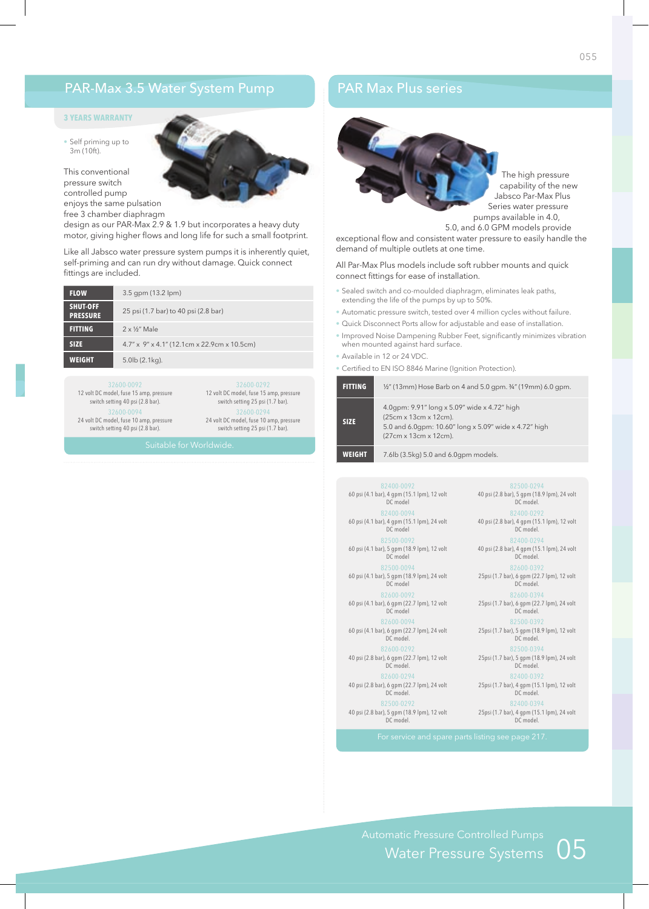## PAR-Max 3.5 Water System Pump

**3 YEARS WARRANTY**

- Self priming up to 3m (10ft).

This conventional pressure switch controlled pump enjoys the same pulsation free 3 chamber diaphragm design as our PAR-Max 2.9 & 1.9 but incorporates a heavy duty motor, giving higher flows and long life for such a small footprint.

Like all Jabsco water pressure system pumps it is inherently quiet, self-priming and can run dry without damage. Quick connect fittings are included.

| | |
|---|---|
| **FLOW** | 3.5 gpm (13.2 lpm) |
| **SHUT-OFF PRESSURE** | 25 psi (1.7 bar) to 40 psi (2.8 bar) |
| **FITTING** | 2 x ½" Male |
| **SIZE** | 4.7" x 9" x 4.1" (12.1cm x 22.9cm x 10.5cm) |
| **WEIGHT** | 5.0lb (2.1kg). |

**32600-0092**
12 volt DC model, fuse 15 amp, pressure switch setting 40 psi (2.8 bar).

**32600-0292**
12 volt DC model, fuse 15 amp, pressure switch setting 25 psi (1.7 bar).

**32600-0094**
24 volt DC model, fuse 10 amp, pressure switch setting 40 psi (2.8 bar).

**32600-0294**
24 volt DC model, fuse 10 amp, pressure switch setting 25 psi (1.7 bar).

Suitable for Worldwide.

## PAR Max Plus series

The high pressure capability of the new Jabsco Par-Max Plus Series water pressure pumps available in 4.0, 5.0, and 6.0 GPM models provide exceptional flow and consistent water pressure to easily handle the demand of multiple outlets at one time.

All Par-Max Plus models include soft rubber mounts and quick connect fittings for ease of installation.

- Sealed switch and co-moulded diaphragm, eliminates leak paths, extending the life of the pumps by up to 50%.
- Automatic pressure switch, tested over 4 million cycles without failure.
- Quick Disconnect Ports allow for adjustable and ease of installation.
- Improved Noise Dampening Rubber Feet, significantly minimizes vibration when mounted against hard surface.
- Available in 12 or 24 VDC.
- Certified to EN ISO 8846 Marine (Ignition Protection).

| | |
|---|---|
| **FITTING** | ½" (13mm) Hose Barb on 4 and 5.0 gpm. ¾" (19mm) 6.0 gpm. |
| **SIZE** | 4.0gpm: 9.91" long x 5.09" wide x 4.72" high (25cm x 13cm x 12cm). 5.0 and 6.0gpm: 10.60" long x 5.09" wide x 4.72" high (27cm x 13cm x 12cm). |
| **WEIGHT** | 7.6lb (3.5kg) 5.0 and 6.0gpm models. |

**82400-0092**
60 psi (4.1 bar), 4 gpm (15.1 lpm), 12 volt DC model

**82400-0094**
60 psi (4.1 bar), 4 gpm (15.1 lpm), 24 volt DC model

**82500-0092**
60 psi (4.1 bar), 5 gpm (18.9 lpm), 12 volt DC model

**82500-0094**
60 psi (4.1 bar), 5 gpm (18.9 lpm), 24 volt DC model

**82600-0092**
60 psi (4.1 bar), 6 gpm (22.7 lpm), 12 volt DC model

**82600-0094**
60 psi (4.1 bar), 6 gpm (22.7 lpm), 24 volt DC model.

**82600-0292**
40 psi (2.8 bar), 6 gpm (22.7 lpm), 12 volt DC model.

**82600-0294**
40 psi (2.8 bar), 6 gpm (22.7 lpm), 24 volt DC model.

**82500-0292**
40 psi (2.8 bar), 5 gpm (18.9 lpm), 12 volt DC model.

**82500-0294**
40 psi (2.8 bar), 5 gpm (18.9 lpm), 24 volt DC model.

**82400-0292**
40 psi (2.8 bar), 4 gpm (15.1 lpm), 12 volt DC model.

**82400-0294**
40 psi (2.8 bar), 4 gpm (15.1 lpm), 24 volt DC model.

**82600-0392**
25psi (1.7 bar), 6 gpm (22.7 lpm), 12 volt DC model.

**82600-0394**
25psi (1.7 bar), 6 gpm (22.7 lpm), 24 volt DC model.

**82500-0392**
25psi (1.7 bar), 5 gpm (18.9 lpm), 12 volt DC model.

**82500-0394**
25psi (1.7 bar), 5 gpm (18.9 lpm), 24 volt DC model.

**82400-0392**
25psi (1.7 bar), 4 gpm (15.1 lpm), 12 volt DC model.

**82400-0394**
25psi (1.7 bar), 4 gpm (15.1 lpm), 24 volt DC model.

For service and spare parts listing see page 217.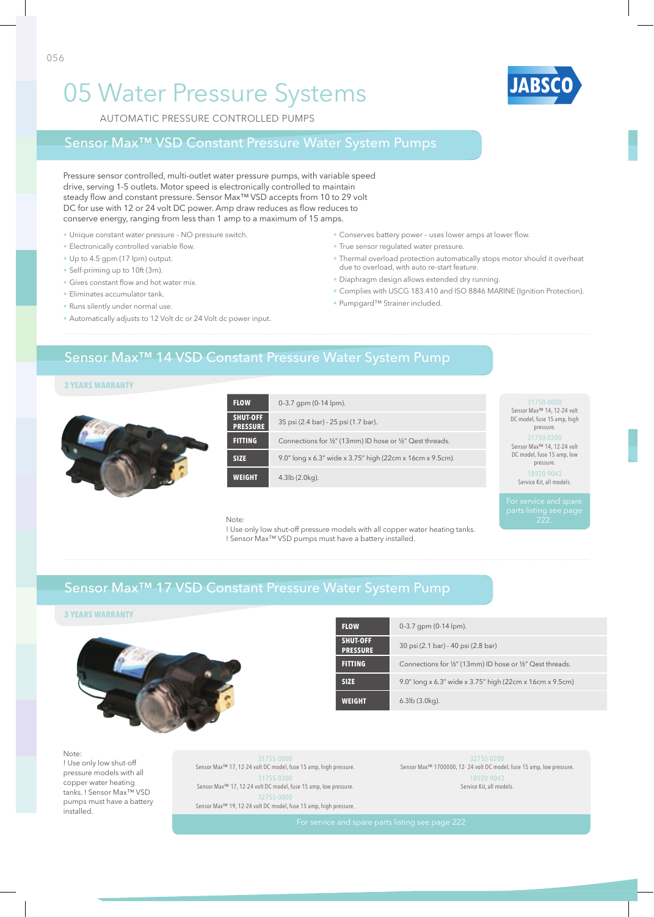# 05 Water Pressure Systems

AUTOMATIC PRESSURE CONTROLLED PUMPS

## Sensor Max™ VSD Constant Pressure Water System Pumps

Pressure sensor controlled, multi-outlet water pressure pumps, with variable speed drive, serving 1-5 outlets. Motor speed is electronically controlled to maintain steady flow and constant pressure. Sensor Max™ VSD accepts from 10 to 29 volt DC for use with 12 or 24 volt DC power. Amp draw reduces as flow reduces to conserve energy, ranging from less than 1 amp to a maximum of 15 amps.

- Unique constant water pressure – NO pressure switch.
- Electronically controlled variable flow.
- Up to 4.5 gpm (17 lpm) output.
- Self-priming up to 10ft (3m).
- Gives constant flow and hot water mix.
- Eliminates accumulator tank.
- Runs silently under normal use.
- Automatically adjusts to 12 Volt dc or 24 Volt dc power input.
- Conserves battery power – uses lower amps at lower flow.
- True sensor regulated water pressure.
- Thermal overload protection automatically stops motor should it overheat due to overload, with auto re-start feature.
- Diaphragm design allows extended dry running.
- Complies with USCG 183.410 and ISO 8846 MARINE (Ignition Protection).
- Pumpgard™ Strainer included.

## Sensor Max™ 14 VSD Constant Pressure Water System Pump

**3 YEARS WARRANTY**

| | |
|---|---|
| **FLOW** | 0-3.7 gpm (0-14 lpm). |
| **SHUT-OFF PRESSURE** | 35 psi (2.4 bar) - 25 psi (1.7 bar). |
| **FITTING** | Connections for ½" (13mm) ID hose or ½" Qest threads. |
| **SIZE** | 9.0" long x 6.3" wide x 3.75" high (22cm x 16cm x 9.5cm). |
| **WEIGHT** | 4.3lb (2.0kg). |

31750-0000
Sensor Max™ 14, 12-24 volt DC model, fuse 15 amp, high pressure.

31750-0200
Sensor Max™ 14, 12-24 volt DC model, fuse 15 amp, low pressure.

18920-9043
Service Kit, all models.

For service and spare parts listing see page 222.

Note:
! Use only low shut-off pressure models with all copper water heating tanks.
! Sensor Max™ VSD pumps must have a battery installed.

## Sensor Max™ 17 VSD Constant Pressure Water System Pump

**3 YEARS WARRANTY**

| | |
|---|---|
| **FLOW** | 0-3.7 gpm (0-14 lpm). |
| **SHUT-OFF PRESSURE** | 30 psi (2.1 bar) - 40 psi (2.8 bar) |
| **FITTING** | Connections for ½" (13mm) ID hose or ½" Qest threads. |
| **SIZE** | 9.0" long x 6.3" wide x 3.75" high (22cm x 16cm x 9.5cm) |
| **WEIGHT** | 6.3lb (3.0kg). |

Note:
! Use only low shut-off pressure models with all copper water heating tanks. ! Sensor Max™ VSD pumps must have a battery installed.

31755-0000
Sensor Max™ 17, 12-24 volt DC model, fuse 15 amp, high pressure.

31755-0200
Sensor Max™ 17, 12-24 volt DC model, fuse 15 amp, low pressure.

32755-0000
Sensor Max™ 19, 12-24 volt DC model, fuse 15 amp, high pressure.

32755-0200
Sensor Max™ 1700000, 12- 24 volt DC model, fuse 15 amp, low pressure.

18920-9043
Service Kit, all models.

For service and spare parts listing see page 222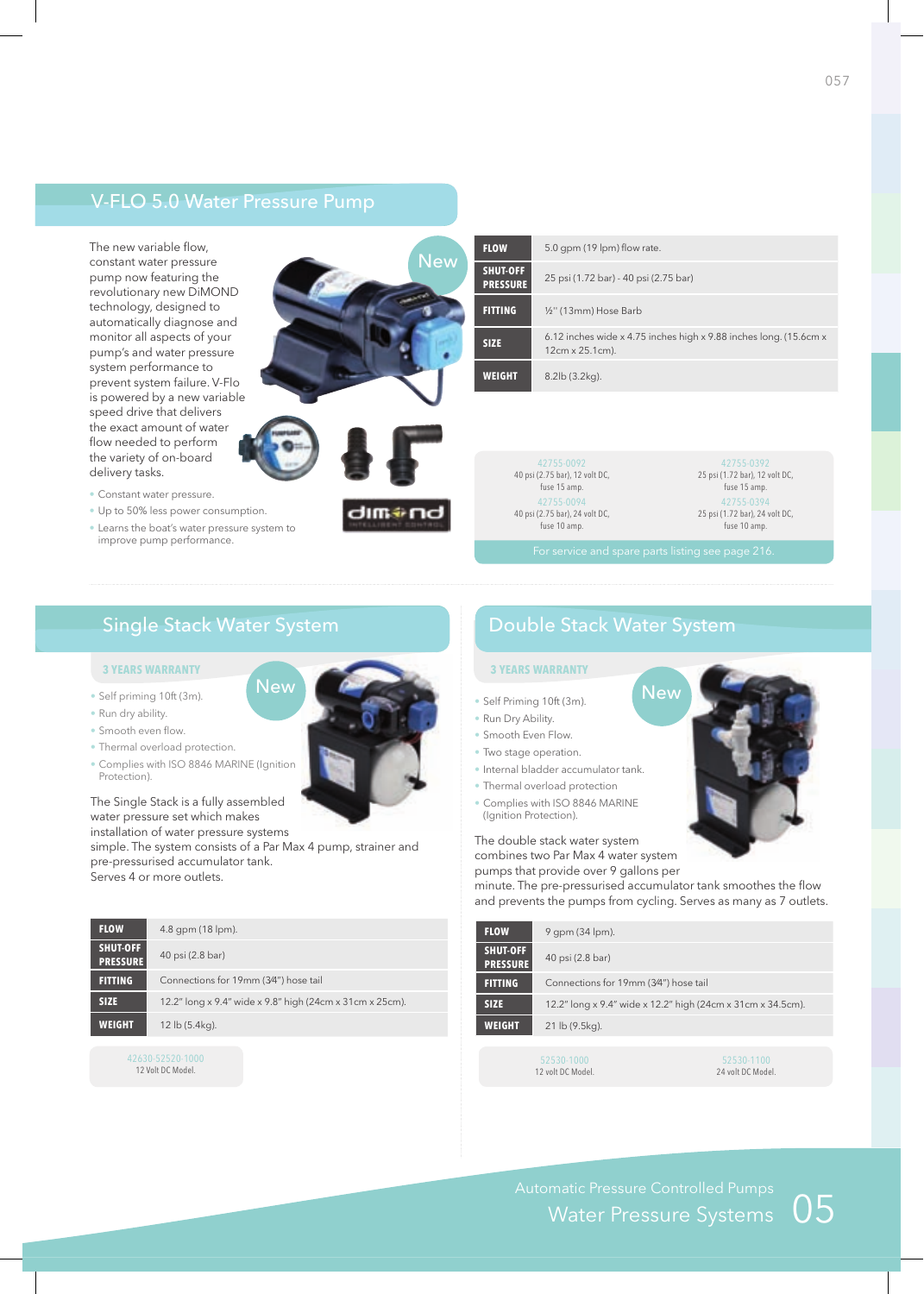## V-FLO 5.0 Water Pressure Pump

New

The new variable flow, constant water pressure pump now featuring the revolutionary new DiMOND technology, designed to automatically diagnose and monitor all aspects of your pump's and water pressure system performance to prevent system failure. V-Flo is powered by a new variable speed drive that delivers the exact amount of water flow needed to perform the variety of on-board delivery tasks.

- Constant water pressure.
- Up to 50% less power consumption.
- Learns the boat's water pressure system to improve pump performance.

| | |
|---|---|
| **FLOW** | 5.0 gpm (19 lpm) flow rate. |
| **SHUT-OFF PRESSURE** | 25 psi (1.72 bar) - 40 psi (2.75 bar) |
| **FITTING** | ½" (13mm) Hose Barb |
| **SIZE** | 6.12 inches wide x 4.75 inches high x 9.88 inches long. (15.6cm x 12cm x 25.1cm). |
| **WEIGHT** | 8.2lb (3.2kg). |

| | |
|---|---|
| 42755-0092<br>40 psi (2.75 bar), 12 volt DC, fuse 15 amp. | 42755-0392<br>25 psi (1.72 bar), 12 volt DC, fuse 15 amp. |
| 42755-0094<br>40 psi (2.75 bar), 24 volt DC, fuse 10 amp. | 42755-0394<br>25 psi (1.72 bar), 24 volt DC, fuse 10 amp. |

For service and spare parts listing see page 216.

## Single Stack Water System

New

**3 YEARS WARRANTY**

- Self priming 10ft (3m).
- Run dry ability.
- Smooth even flow.
- Thermal overload protection.
- Complies with ISO 8846 MARINE (Ignition Protection).

The Single Stack is a fully assembled water pressure set which makes installation of water pressure systems simple. The system consists of a Par Max 4 pump, strainer and pre-pressurised accumulator tank. Serves 4 or more outlets.

| | |
|---|---|
| **FLOW** | 4.8 gpm (18 lpm). |
| **SHUT-OFF PRESSURE** | 40 psi (2.8 bar) |
| **FITTING** | Connections for 19mm (¾") hose tail |
| **SIZE** | 12.2" long x 9.4" wide x 9.8" high (24cm x 31cm x 25cm). |
| **WEIGHT** | 12 lb (5.4kg). |

42630-52520-1000
12 Volt DC Model.

## Double Stack Water System

New

**3 YEARS WARRANTY**

- Self Priming 10ft (3m).
- Run Dry Ability.
- Smooth Even Flow.
- Two stage operation.
- Internal bladder accumulator tank.
- Thermal overload protection
- Complies with ISO 8846 MARINE (Ignition Protection).

The double stack water system combines two Par Max 4 water system pumps that provide over 9 gallons per minute. The pre-pressurised accumulator tank smoothes the flow and prevents the pumps from cycling. Serves as many as 7 outlets.

| | |
|---|---|
| **FLOW** | 9 gpm (34 lpm). |
| **SHUT-OFF PRESSURE** | 40 psi (2.8 bar) |
| **FITTING** | Connections for 19mm (¾") hose tail |
| **SIZE** | 12.2" long x 9.4" wide x 12.2" high (24cm x 31cm x 34.5cm). |
| **WEIGHT** | 21 lb (9.5kg). |

| | |
|---|---|
| 52530-1000<br>12 volt DC Model. | 52530-1100<br>24 volt DC Model. |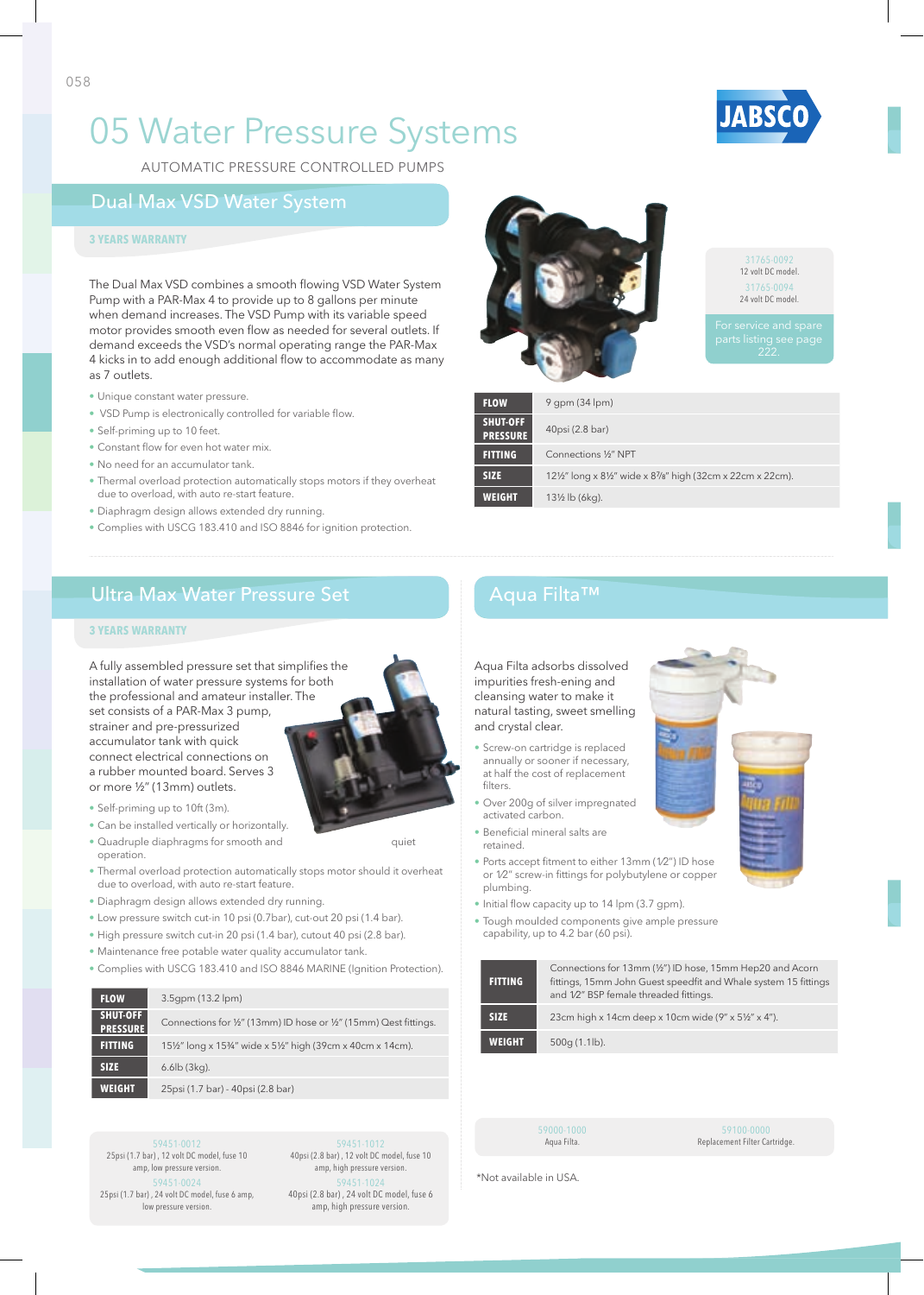# 05 Water Pressure Systems

AUTOMATIC PRESSURE CONTROLLED PUMPS

JABSCO

## Dual Max VSD Water System

**3 YEARS WARRANTY**

The Dual Max VSD combines a smooth flowing VSD Water System Pump with a PAR-Max 4 to provide up to 8 gallons per minute when demand increases. The VSD Pump with its variable speed motor provides smooth even flow as needed for several outlets. If demand exceeds the VSD's normal operating range the PAR-Max 4 kicks in to add enough additional flow to accommodate as many as 7 outlets.

- Unique constant water pressure.
- VSD Pump is electronically controlled for variable flow.
- Self-priming up to 10 feet.
- Constant flow for even hot water mix.
- No need for an accumulator tank.
- Thermal overload protection automatically stops motors if they overheat due to overload, with auto re-start feature.
- Diaphragm design allows extended dry running.
- Complies with USCG 183.410 and ISO 8846 for ignition protection.

31765-0092
12 volt DC model.
31765-0094
24 volt DC model.

For service and spare parts listing see page 222.

| | |
|---|---|
| **FLOW** | 9 gpm (34 lpm) |
| **SHUT-OFF PRESSURE** | 40psi (2.8 bar) |
| **FITTING** | Connections ½" NPT |
| **SIZE** | 12½" long x 8½" wide x 8⅞" high (32cm x 22cm x 22cm). |
| **WEIGHT** | 13½ lb (6kg). |

## Ultra Max Water Pressure Set

**3 YEARS WARRANTY**

A fully assembled pressure set that simplifies the installation of water pressure systems for both the professional and amateur installer. The set consists of a PAR-Max 3 pump, strainer and pre-pressurized accumulator tank with quick connect electrical connections on a rubber mounted board. Serves 3 or more ½" (13mm) outlets.

- Self-priming up to 10ft (3m).
- Can be installed vertically or horizontally.
- Quadruple diaphragms for smooth and quiet operation.
- Thermal overload protection automatically stops motor should it overheat due to overload, with auto re-start feature.
- Diaphragm design allows extended dry running.
- Low pressure switch cut-in 10 psi (0.7bar), cut-out 20 psi (1.4 bar).
- High pressure switch cut-in 20 psi (1.4 bar), cutout 40 psi (2.8 bar).
- Maintenance free potable water quality accumulator tank.
- Complies with USCG 183.410 and ISO 8846 MARINE (Ignition Protection).

| | |
|---|---|
| **FLOW** | 3.5gpm (13.2 lpm) |
| **SHUT-OFF PRESSURE** | Connections for ½" (13mm) ID hose or ½" (15mm) Qest fittings. |
| **FITTING** | 15½" long x 15¾" wide x 5½" high (39cm x 40cm x 14cm). |
| **SIZE** | 6.6lb (3kg). |
| **WEIGHT** | 25psi (1.7 bar) - 40psi (2.8 bar) |

59451-0012
25psi (1.7 bar), 12 volt DC model, fuse 10 amp, low pressure version.

59451-0024
25psi (1.7 bar), 24 volt DC model, fuse 6 amp, low pressure version.

59451-1012
40psi (2.8 bar), 12 volt DC model, fuse 10 amp, high pressure version.

59451-1024
40psi (2.8 bar), 24 volt DC model, fuse 6 amp, high pressure version.

## Aqua Filta™

Aqua Filta adsorbs dissolved impurities fresh-ening and cleansing water to make it natural tasting, sweet smelling and crystal clear.

- Screw-on cartridge is replaced annually or sooner if necessary, at half the cost of replacement filters.
- Over 200g of silver impregnated activated carbon.
- Beneficial mineral salts are retained.
- Ports accept fitment to either 13mm (1/2") ID hose or 1/2" screw-in fittings for polybutylene or copper plumbing.
- Initial flow capacity up to 14 lpm (3.7 gpm).
- Tough moulded components give ample pressure capability, up to 4.2 bar (60 psi).

| | |
|---|---|
| **FITTING** | Connections for 13mm (½") ID hose, 15mm Hep20 and Acorn fittings, 15mm John Guest speedfit and Whale system 15 fittings and 1/2" BSP female threaded fittings. |
| **SIZE** | 23cm high x 14cm deep x 10cm wide (9" x 5½" x 4"). |
| **WEIGHT** | 500g (1.1lb). |

59000-1000
Aqua Filta.

59100-0000
Replacement Filter Cartridge.

*Not available in USA.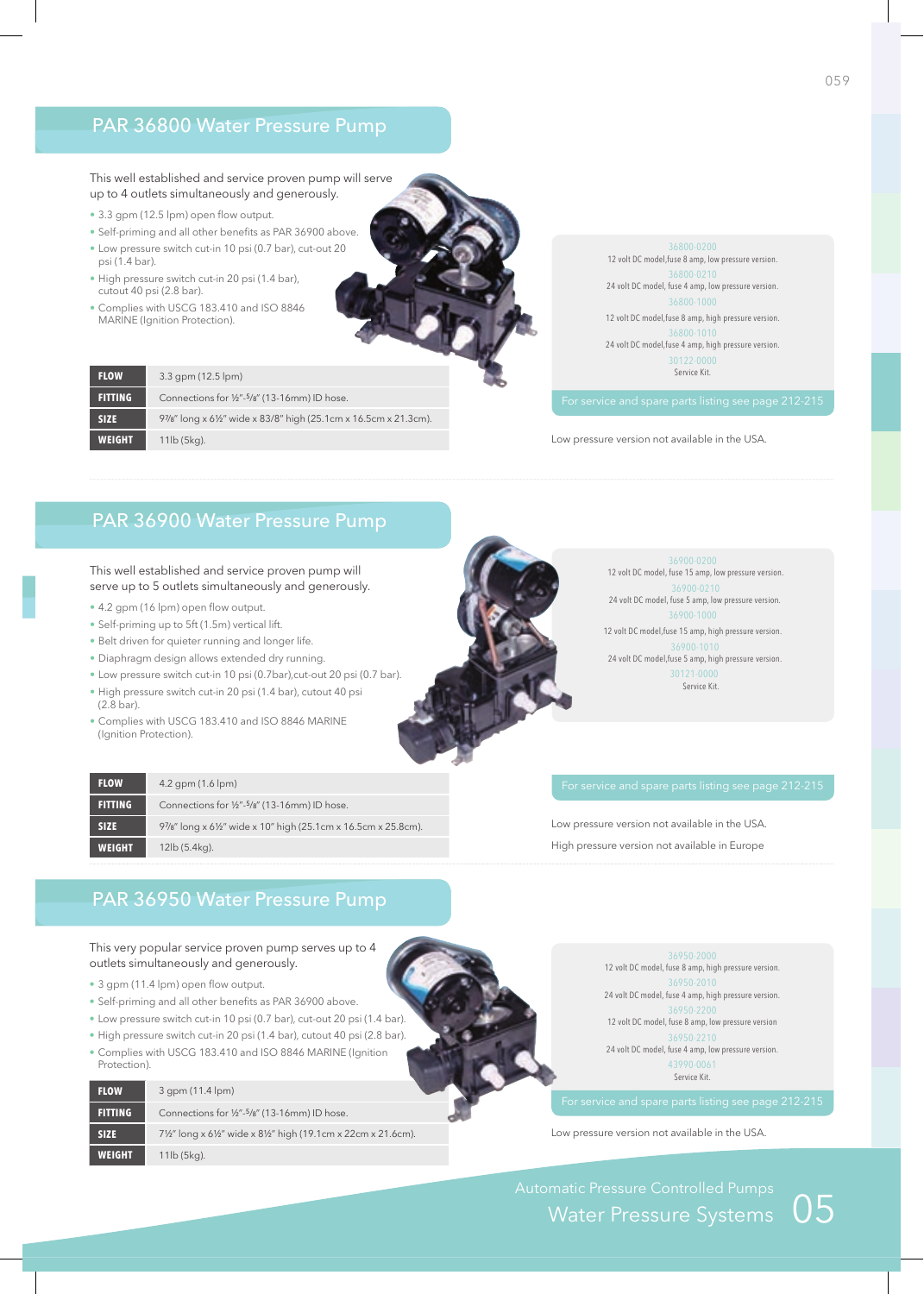## PAR 36800 Water Pressure Pump

This well established and service proven pump will serve up to 4 outlets simultaneously and generously.

- 3.3 gpm (12.5 lpm) open flow output.
- Self-priming and all other benefits as PAR 36900 above.
- Low pressure switch cut-in 10 psi (0.7 bar), cut-out 20 psi (1.4 bar).
- High pressure switch cut-in 20 psi (1.4 bar), cutout 40 psi (2.8 bar).
- Complies with USCG 183.410 and ISO 8846 MARINE (Ignition Protection).

| | |
|---|---|
| **FLOW** | 3.3 gpm (12.5 lpm) |
| **FITTING** | Connections for ½"-5/8" (13-16mm) ID hose. |
| **SIZE** | 97/8" long x 6½" wide x 83/8" high (25.1cm x 16.5cm x 21.3cm). |
| **WEIGHT** | 11lb (5kg). |

36800-0200
12 volt DC model,fuse 8 amp, low pressure version.
36800-0210
24 volt DC model, fuse 4 amp, low pressure version.
36800-1000
12 volt DC model,fuse 8 amp, high pressure version.
36800-1010
24 volt DC model,fuse 4 amp, high pressure version.
30122-0000
Service Kit.

For service and spare parts listing see page 212-215

Low pressure version not available in the USA.

## PAR 36900 Water Pressure Pump

This well established and service proven pump will serve up to 5 outlets simultaneously and generously.

- 4.2 gpm (16 lpm) open flow output.
- Self-priming up to 5ft (1.5m) vertical lift.
- Belt driven for quieter running and longer life.
- Diaphragm design allows extended dry running.
- Low pressure switch cut-in 10 psi (0.7bar),cut-out 20 psi (0.7 bar).
- High pressure switch cut-in 20 psi (1.4 bar), cutout 40 psi (2.8 bar).
- Complies with USCG 183.410 and ISO 8846 MARINE (Ignition Protection).

| | |
|---|---|
| **FLOW** | 4.2 gpm (1.6 lpm) |
| **FITTING** | Connections for ½"-5/8" (13-16mm) ID hose. |
| **SIZE** | 97/8" long x 6½" wide x 10" high (25.1cm x 16.5cm x 25.8cm). |
| **WEIGHT** | 12lb (5.4kg). |

36900-0200
12 volt DC model, fuse 15 amp, low pressure version.
36900-0210
24 volt DC model, fuse 5 amp, low pressure version.
36900-1000
12 volt DC model,fuse 15 amp, high pressure version.
36900-1010
24 volt DC model,fuse 5 amp, high pressure version.
30121-0000
Service Kit.

For service and spare parts listing see page 212-215

Low pressure version not available in the USA.
High pressure version not available in Europe

## PAR 36950 Water Pressure Pump

This very popular service proven pump serves up to 4 outlets simultaneously and generously.

- 3 gpm (11.4 lpm) open flow output.
- Self-priming and all other benefits as PAR 36900 above.
- Low pressure switch cut-in 10 psi (0.7 bar), cut-out 20 psi (1.4 bar).
- High pressure switch cut-in 20 psi (1.4 bar), cutout 40 psi (2.8 bar).
- Complies with USCG 183.410 and ISO 8846 MARINE (Ignition Protection).

| | |
|---|---|
| **FLOW** | 3 gpm (11.4 lpm) |
| **FITTING** | Connections for ½"-5/8" (13-16mm) ID hose. |
| **SIZE** | 7½" long x 6½" wide x 8½" high (19.1cm x 22cm x 21.6cm). |
| **WEIGHT** | 11lb (5kg). |

36950-2000
12 volt DC model, fuse 8 amp, high pressure version.
36950-2010
24 volt DC model, fuse 4 amp, high pressure version.
36950-2200
12 volt DC model, fuse 8 amp, low pressure version
36950-2210
24 volt DC model, fuse 4 amp, low pressure version.
43990-0061
Service Kit.

For service and spare parts listing see page 212-215

Low pressure version not available in the USA.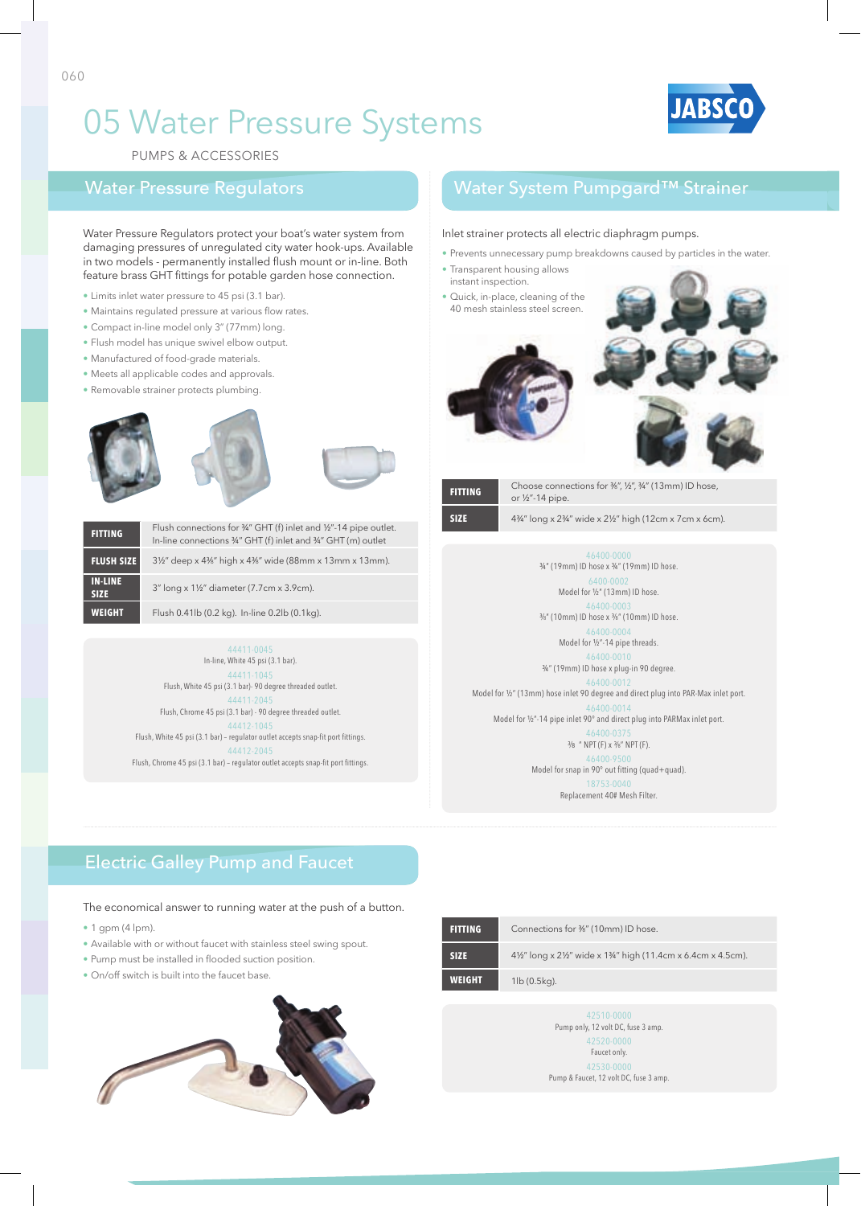# 05 Water Pressure Systems

PUMPS & ACCESSORIES

## Water Pressure Regulators

Water Pressure Regulators protect your boat's water system from damaging pressures of unregulated city water hook-ups. Available in two models - permanently installed flush mount or in-line. Both feature brass GHT fittings for potable garden hose connection.

- Limits inlet water pressure to 45 psi (3.1 bar).
- Maintains regulated pressure at various flow rates.
- Compact in-line model only 3" (77mm) long.
- Flush model has unique swivel elbow output.
- Manufactured of food-grade materials.
- Meets all applicable codes and approvals.
- Removable strainer protects plumbing.

| | |
|---|---|
| **FITTING** | Flush connections for ¾" GHT (f) inlet and ½"-14 pipe outlet. In-line connections ¾" GHT (f) inlet and ¾" GHT (m) outlet |
| **FLUSH SIZE** | 3½" deep x 4⅜" high x 4⅜" wide (88mm x 13mm x 13mm). |
| **IN-LINE SIZE** | 3" long x 1½" diameter (7.7cm x 3.9cm). |
| **WEIGHT** | Flush 0.41lb (0.2 kg). In-line 0.2lb (0.1kg). |

44411-0045
In-line, White 45 psi (3.1 bar).

44411-1045
Flush, White 45 psi (3.1 bar)- 90 degree threaded outlet.

44411-2045
Flush, Chrome 45 psi (3.1 bar) - 90 degree threaded outlet.

44412-1045
Flush, White 45 psi (3.1 bar) - regulator outlet accepts snap-fit port fittings.

44412-2045
Flush, Chrome 45 psi (3.1 bar) – regulator outlet accepts snap-fit port fittings.

## Water System Pumpgard™ Strainer

Inlet strainer protects all electric diaphragm pumps.

- Prevents unnecessary pump breakdowns caused by particles in the water.
- Transparent housing allows instant inspection.
- Quick, in-place, cleaning of the 40 mesh stainless steel screen.

| | |
|---|---|
| **FITTING** | Choose connections for ⅜", ½", ¾" (13mm) ID hose, or ½"-14 pipe. |
| **SIZE** | 4¾" long x 2¾" wide x 2½" high (12cm x 7cm x 6cm). |

46400-0000
¾" (19mm) ID hose x ¾" (19mm) ID hose.

6400-0002
Model for ½" (13mm) ID hose.

46400-0003
⅜" (10mm) ID hose x ⅜" (10mm) ID hose.

46400-0004
Model for ½"-14 pipe threads.

46400-0010
¾" (19mm) ID hose x plug-in 90 degree.

46400-0012
Model for ½" (13mm) hose inlet 90 degree and direct plug into PAR-Max inlet port.

46400-0014
Model for ½"-14 pipe inlet 90° and direct plug into PARMax inlet port.

46400-0375
⅜ " NPT (F) x ⅜" NPT (F).

46400-9500
Model for snap in 90° out fitting (quad+quad).

18753-0040
Replacement 40# Mesh Filter.

## Electric Galley Pump and Faucet

The economical answer to running water at the push of a button.

- 1 gpm (4 lpm).
- Available with or without faucet with stainless steel swing spout.
- Pump must be installed in flooded suction position.
- On/off switch is built into the faucet base.

| | |
|---|---|
| **FITTING** | Connections for ⅜" (10mm) ID hose. |
| **SIZE** | 4½" long x 2½" wide x 1¾" high (11.4cm x 6.4cm x 4.5cm). |
| **WEIGHT** | 1lb (0.5kg). |

42510-0000
Pump only, 12 volt DC, fuse 3 amp.

42520-0000
Faucet only.

42530-0000
Pump & Faucet, 12 volt DC, fuse 3 amp.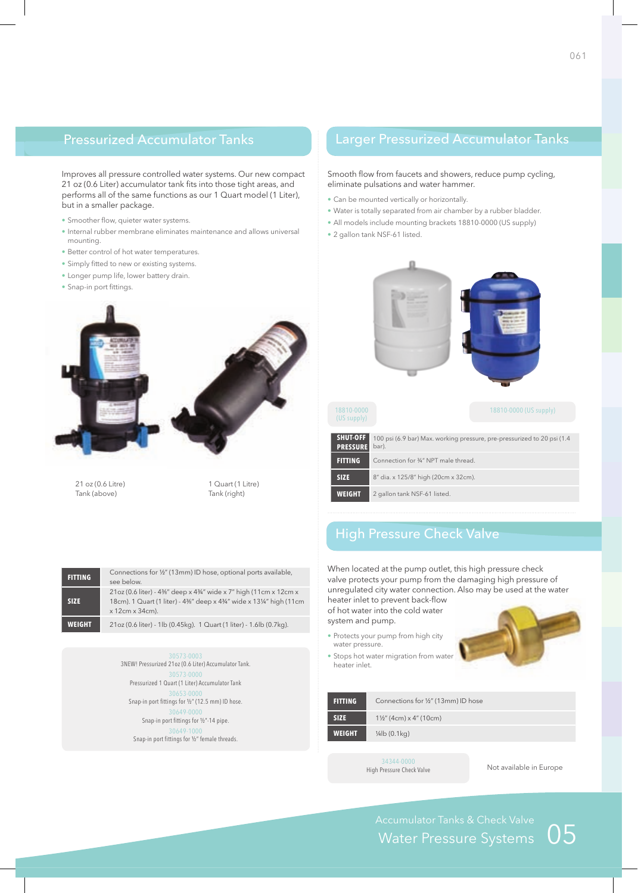## Pressurized Accumulator Tanks

Improves all pressure controlled water systems. Our new compact 21 oz (0.6 Liter) accumulator tank fits into those tight areas, and performs all of the same functions as our 1 Quart model (1 Liter), but in a smaller package.

- Smoother flow, quieter water systems.
- Internal rubber membrane eliminates maintenance and allows universal mounting.
- Better control of hot water temperatures.
- Simply fitted to new or existing systems.
- Longer pump life, lower battery drain.
- Snap-in port fittings.

21 oz (0.6 Litre)
Tank (above)

1 Quart (1 Litre)
Tank (right)

| | |
|---|---|
| **FITTING** | Connections for ½" (13mm) ID hose, optional ports available, see below. |
| **SIZE** | 21oz (0.6 liter) - 4⅜" deep x 4¾" wide x 7" high (11cm x 12cm x 18cm). 1 Quart (1 liter) - 4⅜" deep x 4¾" wide x 13¼" high (11cm x 12cm x 34cm). |
| **WEIGHT** | 21oz (0.6 liter) - 1lb (0.45kg). 1 Quart (1 liter) - 1.6lb (0.7kg). |

30573-0003
3NEW! Pressurized 21oz (0.6 Liter) Accumulator Tank.

30573-0000
Pressurized 1 Quart (1 Liter) Accumulator Tank

30653-0000
Snap-in port fittings for ½" (12.5 mm) ID hose.

30649-0000
Snap-in port fittings for ½"-14 pipe.

30649-1000
Snap-in port fittings for ½" female threads.

## Larger Pressurized Accumulator Tanks

Smooth flow from faucets and showers, reduce pump cycling, eliminate pulsations and water hammer.

- Can be mounted vertically or horizontally.
- Water is totally separated from air chamber by a rubber bladder.
- All models include mounting brackets 18810-0000 (US supply)
- 2 gallon tank NSF-61 listed.

18810-0000 (US supply)

18810-0000 (US supply)

| | |
|---|---|
| **SHUT-OFF PRESSURE** | 100 psi (6.9 bar) Max. working pressure, pre-pressurized to 20 psi (1.4 bar). |
| **FITTING** | Connection for ¾" NPT male thread. |
| **SIZE** | 8" dia. x 125/8" high (20cm x 32cm). |
| **WEIGHT** | 2 gallon tank NSF-61 listed. |

## High Pressure Check Valve

When located at the pump outlet, this high pressure check valve protects your pump from the damaging high pressure of unregulated city water connection. Also may be used at the water heater inlet to prevent back-flow of hot water into the cold water system and pump.

- Protects your pump from high city water pressure.
- Stops hot water migration from water heater inlet.

| | |
|---|---|
| **FITTING** | Connections for ½" (13mm) ID hose |
| **SIZE** | 1½" (4cm) x 4" (10cm) |
| **WEIGHT** | ¼lb (0.1kg) |

34344-0000
High Pressure Check Valve

Not available in Europe

Accumulator Tanks & Check Valve
Water Pressure Systems 05